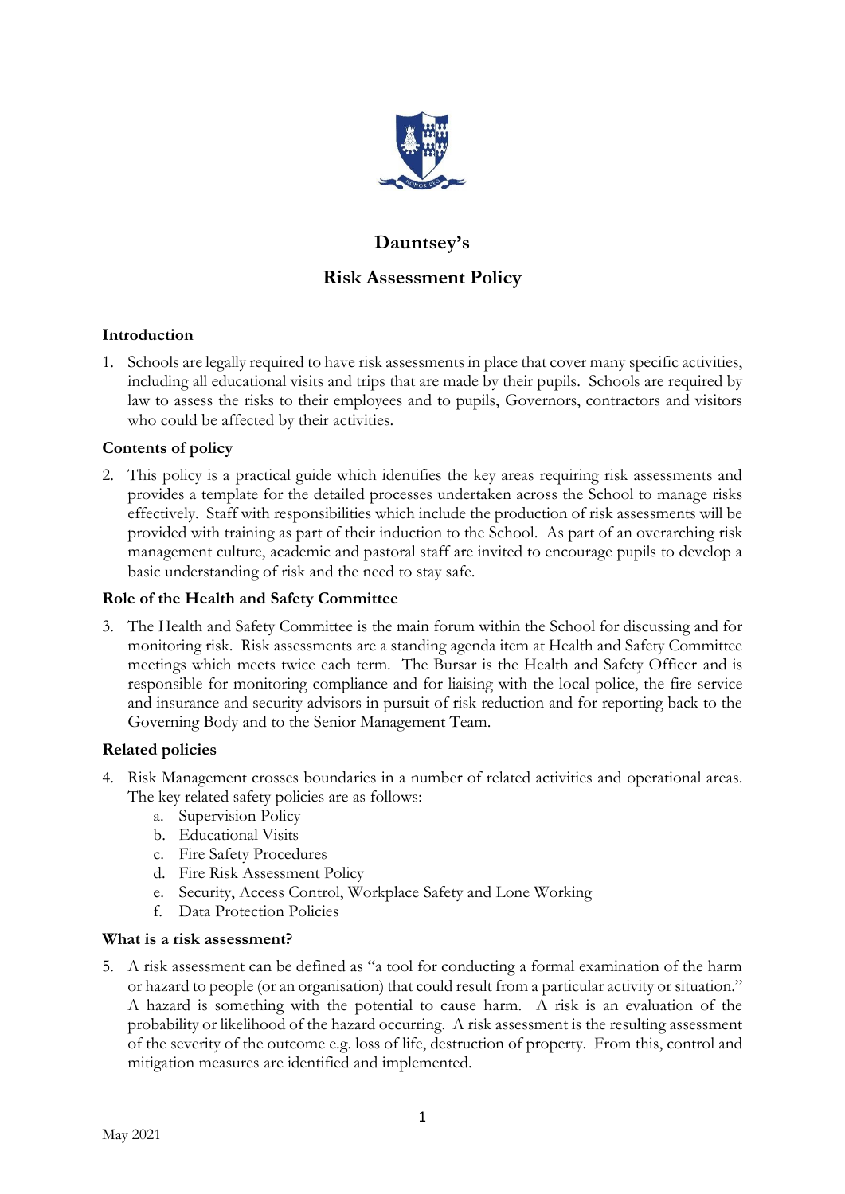# Dauntsey's

## Risk Assessment Policy

### Introduction

1. Schools are legally required to have risk assessments in place that cover many specific activities, including all educational visits and trips that are made by their pupils. Schools are required by law to assess the risks to their employees and to pupils, Governors, contractors and visitors who could be affected by their activities.

### Contents of policy

2. This policy is a practical guide which identifies the key areas requiring risk assessments and provides a template for the detailed processes undertaken across the School to manage risks effectively. Staff with responsibilities which include the production of risk assessments will be provided with training as part of their induction to the School. As part of an overarching risk management culture, academic and pastoral staff are invited to encourage pupils to develop a basic understanding of risk and the need to stay safe.

### Role of the Health and Safety Committee

3. The Health and Safety Committee is the main forum within the School for discussing and for monitoring risk. Risk assessments are a standing agenda item at Health and Safety Committee meetings which meets twice each term. The Bursar is the Health and Safety Officer and is responsible for monitoring compliance and for liaising with the local police, the fire service and insurance and security advisors in pursuit of risk reduction and for reporting back to the Governing Body and to the Senior Management Team.

### Related policies

4. Risk Management crosses boundaries in a number of related activities and operational areas. The key related safety policies are as follows:
   a. Supervision Policy
   b. Educational Visits
   c. Fire Safety Procedures
   d. Fire Risk Assessment Policy
   e. Security, Access Control, Workplace Safety and Lone Working
   f. Data Protection Policies

### What is a risk assessment?

5. A risk assessment can be defined as "a tool for conducting a formal examination of the harm or hazard to people (or an organisation) that could result from a particular activity or situation." A hazard is something with the potential to cause harm. A risk is an evaluation of the probability or likelihood of the hazard occurring. A risk assessment is the resulting assessment of the severity of the outcome e.g. loss of life, destruction of property. From this, control and mitigation measures are identified and implemented.

May 2021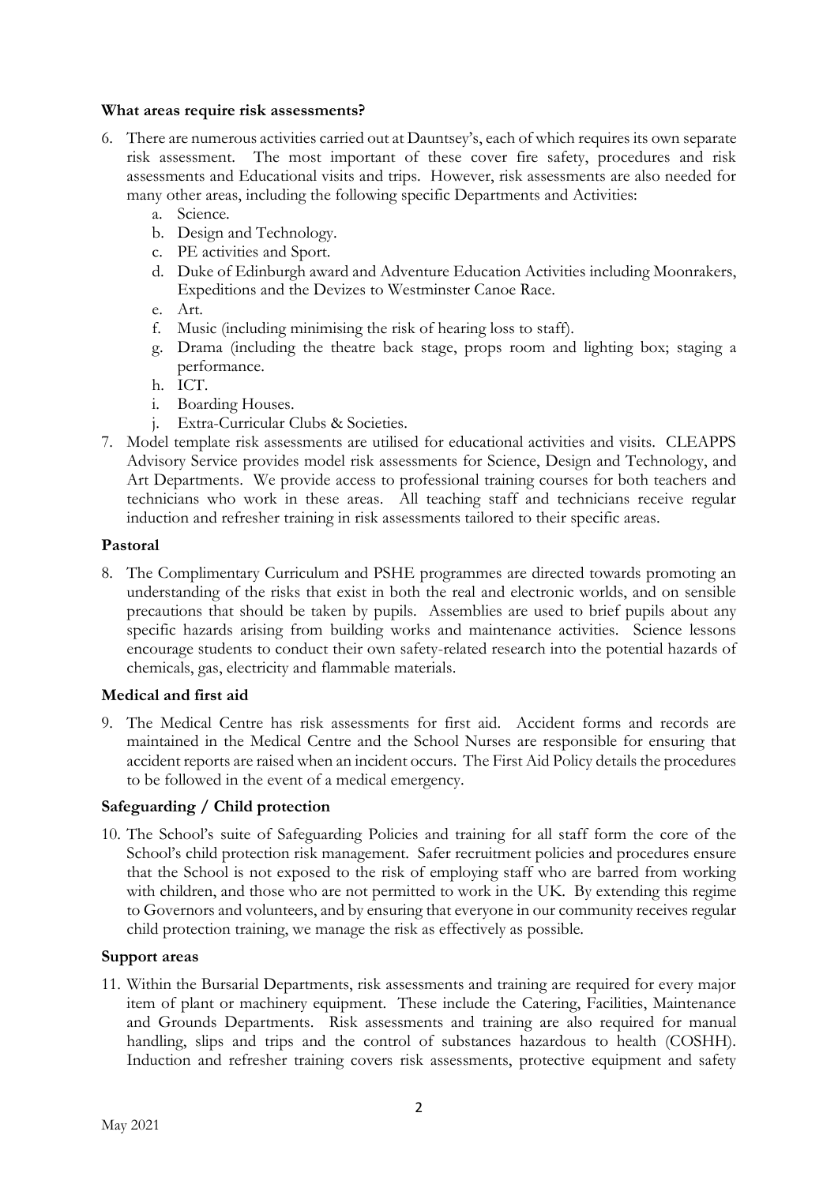**What areas require risk assessments?**

6. There are numerous activities carried out at Dauntsey's, each of which requires its own separate risk assessment. The most important of these cover fire safety, procedures and risk assessments and Educational visits and trips. However, risk assessments are also needed for many other areas, including the following specific Departments and Activities:
   a. Science.
   b. Design and Technology.
   c. PE activities and Sport.
   d. Duke of Edinburgh award and Adventure Education Activities including Moonrakers, Expeditions and the Devizes to Westminster Canoe Race.
   e. Art.
   f. Music (including minimising the risk of hearing loss to staff).
   g. Drama (including the theatre back stage, props room and lighting box; staging a performance.
   h. ICT.
   i. Boarding Houses.
   j. Extra-Curricular Clubs & Societies.
7. Model template risk assessments are utilised for educational activities and visits. CLEAPPS Advisory Service provides model risk assessments for Science, Design and Technology, and Art Departments. We provide access to professional training courses for both teachers and technicians who work in these areas. All teaching staff and technicians receive regular induction and refresher training in risk assessments tailored to their specific areas.

**Pastoral**

8. The Complimentary Curriculum and PSHE programmes are directed towards promoting an understanding of the risks that exist in both the real and electronic worlds, and on sensible precautions that should be taken by pupils. Assemblies are used to brief pupils about any specific hazards arising from building works and maintenance activities. Science lessons encourage students to conduct their own safety-related research into the potential hazards of chemicals, gas, electricity and flammable materials.

**Medical and first aid**

9. The Medical Centre has risk assessments for first aid. Accident forms and records are maintained in the Medical Centre and the School Nurses are responsible for ensuring that accident reports are raised when an incident occurs. The First Aid Policy details the procedures to be followed in the event of a medical emergency.

**Safeguarding / Child protection**

10. The School's suite of Safeguarding Policies and training for all staff form the core of the School's child protection risk management. Safer recruitment policies and procedures ensure that the School is not exposed to the risk of employing staff who are barred from working with children, and those who are not permitted to work in the UK. By extending this regime to Governors and volunteers, and by ensuring that everyone in our community receives regular child protection training, we manage the risk as effectively as possible.

**Support areas**

11. Within the Bursarial Departments, risk assessments and training are required for every major item of plant or machinery equipment. These include the Catering, Facilities, Maintenance and Grounds Departments. Risk assessments and training are also required for manual handling, slips and trips and the control of substances hazardous to health (COSHH). Induction and refresher training covers risk assessments, protective equipment and safety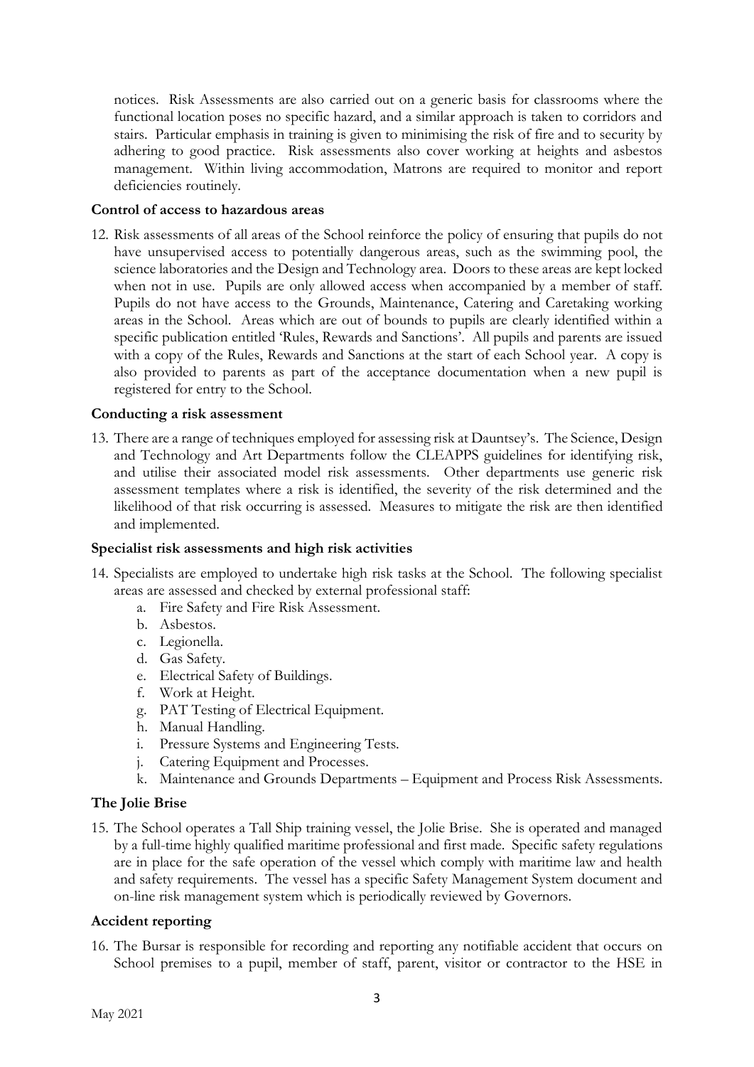notices. Risk Assessments are also carried out on a generic basis for classrooms where the functional location poses no specific hazard, and a similar approach is taken to corridors and stairs. Particular emphasis in training is given to minimising the risk of fire and to security by adhering to good practice. Risk assessments also cover working at heights and asbestos management. Within living accommodation, Matrons are required to monitor and report deficiencies routinely.

**Control of access to hazardous areas**

12. Risk assessments of all areas of the School reinforce the policy of ensuring that pupils do not have unsupervised access to potentially dangerous areas, such as the swimming pool, the science laboratories and the Design and Technology area. Doors to these areas are kept locked when not in use. Pupils are only allowed access when accompanied by a member of staff. Pupils do not have access to the Grounds, Maintenance, Catering and Caretaking working areas in the School. Areas which are out of bounds to pupils are clearly identified within a specific publication entitled 'Rules, Rewards and Sanctions'. All pupils and parents are issued with a copy of the Rules, Rewards and Sanctions at the start of each School year. A copy is also provided to parents as part of the acceptance documentation when a new pupil is registered for entry to the School.

**Conducting a risk assessment**

13. There are a range of techniques employed for assessing risk at Dauntsey's. The Science, Design and Technology and Art Departments follow the CLEAPPS guidelines for identifying risk, and utilise their associated model risk assessments. Other departments use generic risk assessment templates where a risk is identified, the severity of the risk determined and the likelihood of that risk occurring is assessed. Measures to mitigate the risk are then identified and implemented.

**Specialist risk assessments and high risk activities**

14. Specialists are employed to undertake high risk tasks at the School. The following specialist areas are assessed and checked by external professional staff:
    a. Fire Safety and Fire Risk Assessment.
    b. Asbestos.
    c. Legionella.
    d. Gas Safety.
    e. Electrical Safety of Buildings.
    f. Work at Height.
    g. PAT Testing of Electrical Equipment.
    h. Manual Handling.
    i. Pressure Systems and Engineering Tests.
    j. Catering Equipment and Processes.
    k. Maintenance and Grounds Departments – Equipment and Process Risk Assessments.

**The Jolie Brise**

15. The School operates a Tall Ship training vessel, the Jolie Brise. She is operated and managed by a full-time highly qualified maritime professional and first made. Specific safety regulations are in place for the safe operation of the vessel which comply with maritime law and health and safety requirements. The vessel has a specific Safety Management System document and on-line risk management system which is periodically reviewed by Governors.

**Accident reporting**

16. The Bursar is responsible for recording and reporting any notifiable accident that occurs on School premises to a pupil, member of staff, parent, visitor or contractor to the HSE in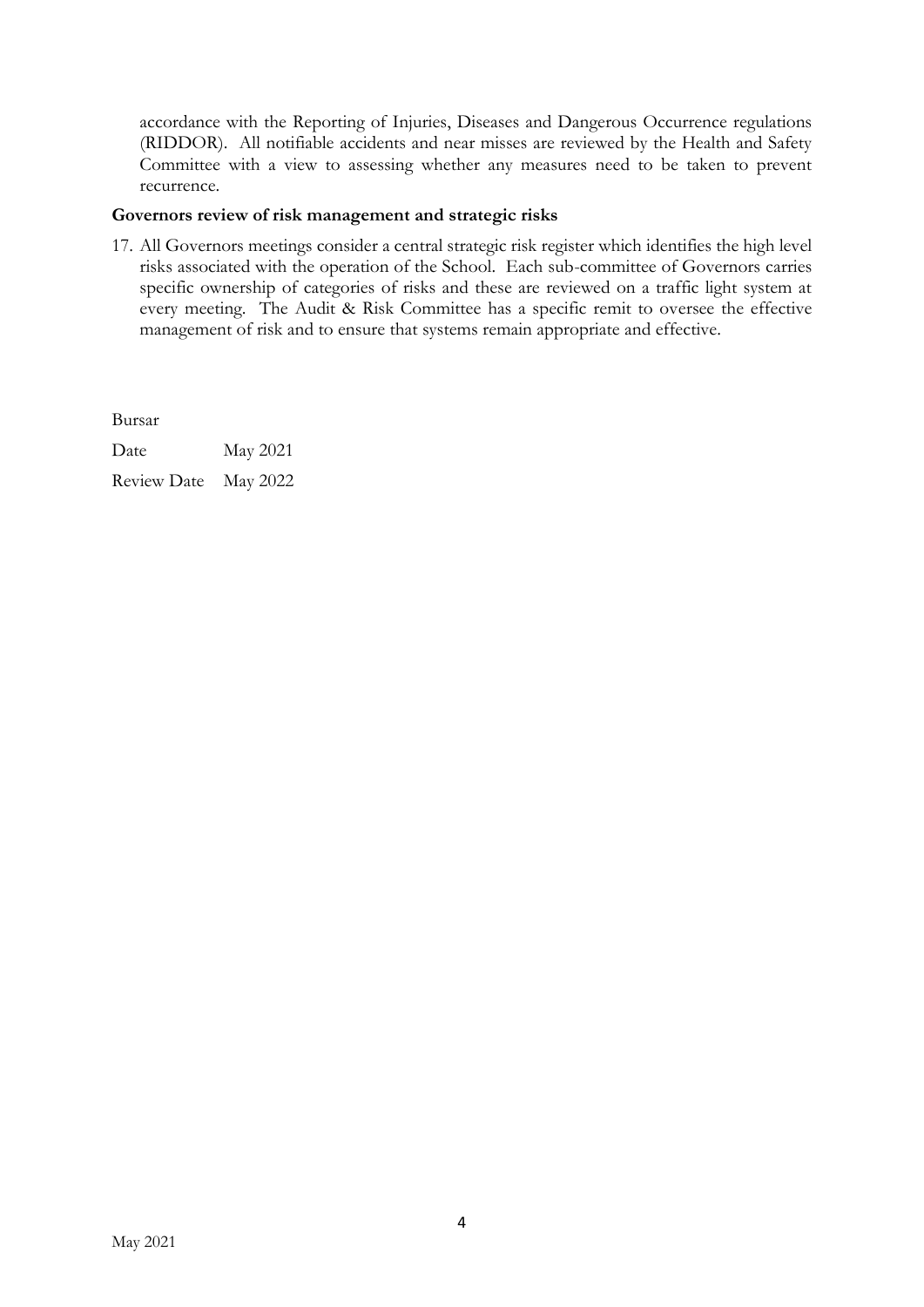accordance with the Reporting of Injuries, Diseases and Dangerous Occurrence regulations (RIDDOR). All notifiable accidents and near misses are reviewed by the Health and Safety Committee with a view to assessing whether any measures need to be taken to prevent recurrence.

**Governors review of risk management and strategic risks**

17. All Governors meetings consider a central strategic risk register which identifies the high level risks associated with the operation of the School. Each sub-committee of Governors carries specific ownership of categories of risks and these are reviewed on a traffic light system at every meeting. The Audit & Risk Committee has a specific remit to oversee the effective management of risk and to ensure that systems remain appropriate and effective.

Bursar

Date May 2021

Review Date May 2022